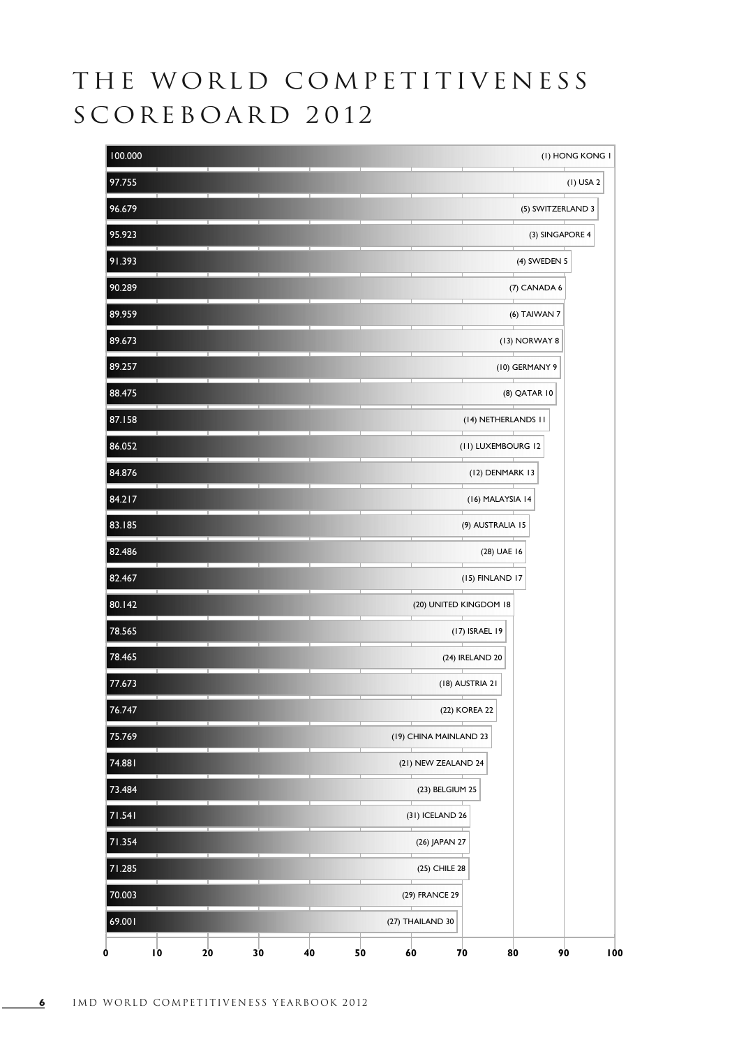# THE WORLD COMPETITIVENESS SCOREBOARD 2012

| Score | Country (2011 rank) 2012 rank |
|---|---|
| 100.000 | (1) HONG KONG 1 |
| 97.755 | (1) USA 2 |
| 96.679 | (5) SWITZERLAND 3 |
| 95.923 | (3) SINGAPORE 4 |
| 91.393 | (4) SWEDEN 5 |
| 90.289 | (7) CANADA 6 |
| 89.959 | (6) TAIWAN 7 |
| 89.673 | (13) NORWAY 8 |
| 89.257 | (10) GERMANY 9 |
| 88.475 | (8) QATAR 10 |
| 87.158 | (14) NETHERLANDS 11 |
| 86.052 | (11) LUXEMBOURG 12 |
| 84.876 | (12) DENMARK 13 |
| 84.217 | (16) MALAYSIA 14 |
| 83.185 | (9) AUSTRALIA 15 |
| 82.486 | (28) UAE 16 |
| 82.467 | (15) FINLAND 17 |
| 80.142 | (20) UNITED KINGDOM 18 |
| 78.565 | (17) ISRAEL 19 |
| 78.465 | (24) IRELAND 20 |
| 77.673 | (18) AUSTRIA 21 |
| 76.747 | (22) KOREA 22 |
| 75.769 | (19) CHINA MAINLAND 23 |
| 74.881 | (21) NEW ZEALAND 24 |
| 73.484 | (23) BELGIUM 25 |
| 71.541 | (31) ICELAND 26 |
| 71.354 | (26) JAPAN 27 |
| 71.285 | (25) CHILE 28 |
| 70.003 | (29) FRANCE 29 |
| 69.001 | (27) THAILAND 30 |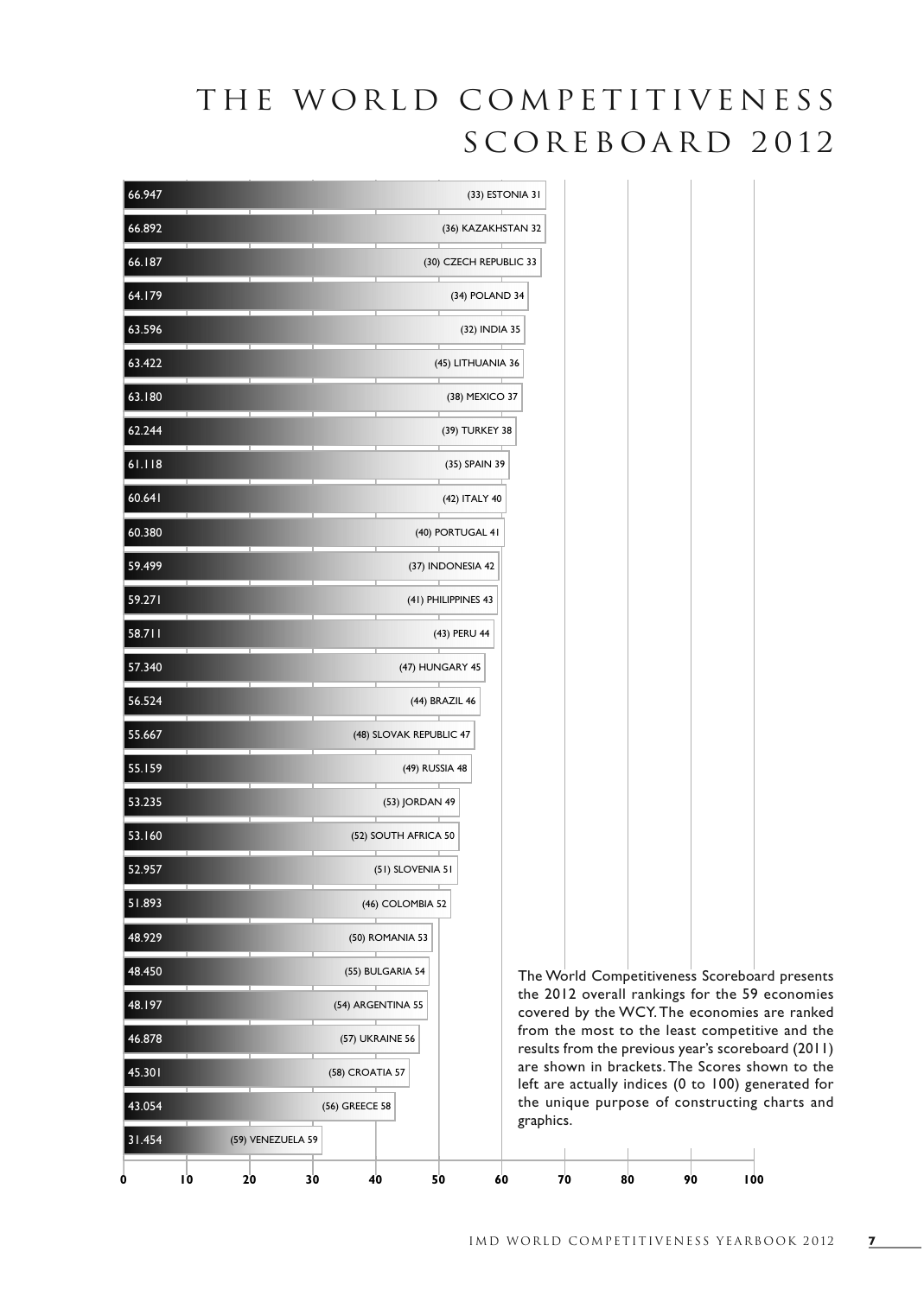# THE WORLD COMPETITIVENESS SCOREBOARD 2012

66.947 (33) ESTONIA 31
66.892 (36) KAZAKHSTAN 32
66.187 (30) CZECH REPUBLIC 33
64.179 (34) POLAND 34
63.596 (32) INDIA 35
63.422 (45) LITHUANIA 36
63.180 (38) MEXICO 37
62.244 (39) TURKEY 38
61.118 (35) SPAIN 39
60.641 (42) ITALY 40
60.380 (40) PORTUGAL 41
59.499 (37) INDONESIA 42
59.271 (41) PHILIPPINES 43
58.711 (43) PERU 44
57.340 (47) HUNGARY 45
56.524 (44) BRAZIL 46
55.667 (48) SLOVAK REPUBLIC 47
55.159 (49) RUSSIA 48
53.235 (53) JORDAN 49
53.160 (52) SOUTH AFRICA 50
52.957 (51) SLOVENIA 51
51.893 (46) COLOMBIA 52
48.929 (50) ROMANIA 53
48.450 (55) BULGARIA 54
48.197 (54) ARGENTINA 55
46.878 (57) UKRAINE 56
45.301 (58) CROATIA 57
43.054 (56) GREECE 58
31.454 (59) VENEZUELA 59

0 10 20 30 40 50 60 70 80 90 100

The World Competitiveness Scoreboard presents the 2012 overall rankings for the 59 economies covered by the WCY. The economies are ranked from the most to the least competitive and the results from the previous year's scoreboard (2011) are shown in brackets. The Scores shown to the left are actually indices (0 to 100) generated for the unique purpose of constructing charts and graphics.